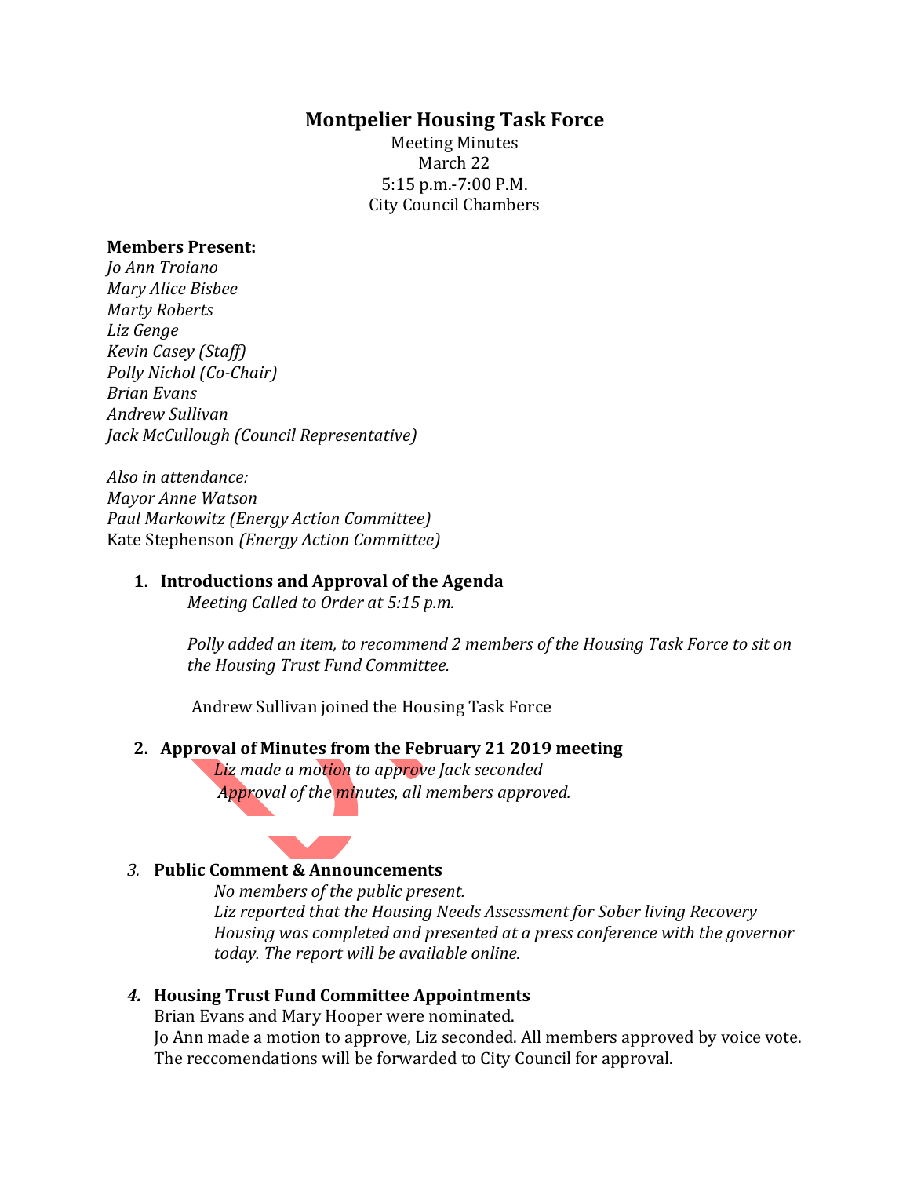# Montpelier Housing Task Force

Meeting Minutes
March 22
5:15 p.m.-7:00 P.M.
City Council Chambers

**Members Present:**
*Jo Ann Troiano*
*Mary Alice Bisbee*
*Marty Roberts*
*Liz Genge*
*Kevin Casey (Staff)*
*Polly Nichol (Co-Chair)*
*Brian Evans*
*Andrew Sullivan*
*Jack McCullough (Council Representative)*

*Also in attendance:*
*Mayor Anne Watson*
*Paul Markowitz (Energy Action Committee)*
Kate Stephenson *(Energy Action Committee)*

1. **Introductions and Approval of the Agenda**

   *Meeting Called to Order at 5:15 p.m.*

   *Polly added an item, to recommend 2 members of the Housing Task Force to sit on the Housing Trust Fund Committee.*

   Andrew Sullivan joined the Housing Task Force

2. **Approval of Minutes from the February 21 2019 meeting**

   *Liz made a motion to approve Jack seconded*
   *Approval of the minutes, all members approved.*

3. **Public Comment & Announcements**

   *No members of the public present.*
   *Liz reported that the Housing Needs Assessment for Sober living Recovery Housing was completed and presented at a press conference with the governor today. The report will be available online.*

4. **Housing Trust Fund Committee Appointments**

   Brian Evans and Mary Hooper were nominated.
   Jo Ann made a motion to approve, Liz seconded. All members approved by voice vote.
   The reccomendations will be forwarded to City Council for approval.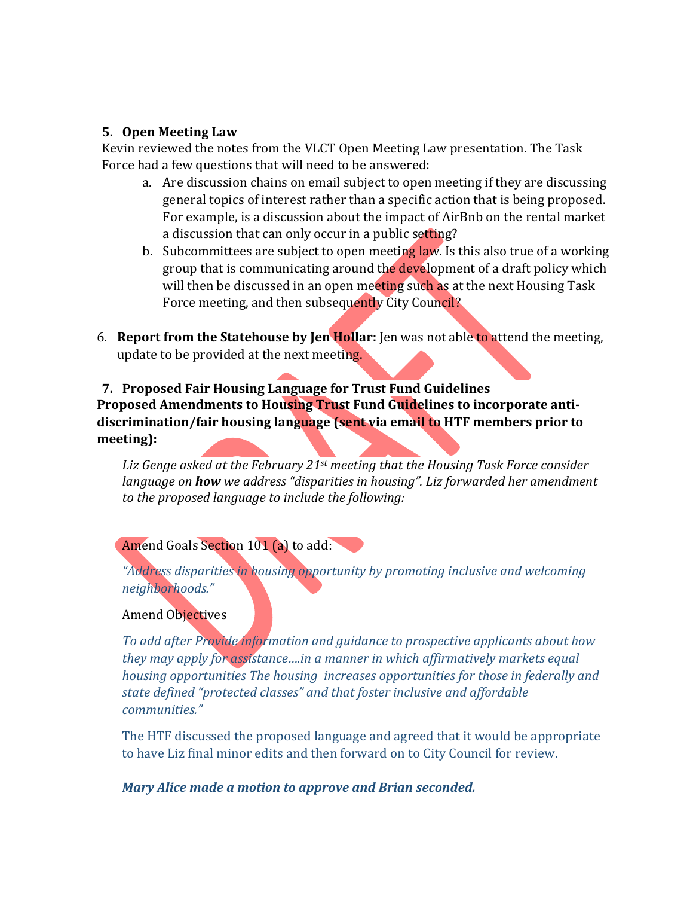5. **Open Meeting Law**

Kevin reviewed the notes from the VLCT Open Meeting Law presentation. The Task Force had a few questions that will need to be answered:

   a. Are discussion chains on email subject to open meeting if they are discussing general topics of interest rather than a specific action that is being proposed. For example, is a discussion about the impact of AirBnb on the rental market a discussion that can only occur in a public setting?
   b. Subcommittees are subject to open meeting law. Is this also true of a working group that is communicating around the development of a draft policy which will then be discussed in an open meeting such as at the next Housing Task Force meeting, and then subsequently City Council?

6. **Report from the Statehouse by Jen Hollar:** Jen was not able to attend the meeting, update to be provided at the next meeting.

7. **Proposed Fair Housing Language for Trust Fund Guidelines**

**Proposed Amendments to Housing Trust Fund Guidelines to incorporate anti-discrimination/fair housing language (sent via email to HTF members prior to meeting):**

*Liz Genge asked at the February 21st meeting that the Housing Task Force consider language on* ***how*** *we address "disparities in housing". Liz forwarded her amendment to the proposed language to include the following:*

Amend Goals Section 101 (a) to add:

*"Address disparities in housing opportunity by promoting inclusive and welcoming neighborhoods."*

Amend Objectives

*To add after Provide information and guidance to prospective applicants about how they may apply for assistance….in a manner in which affirmatively markets equal housing opportunities The housing increases opportunities for those in federally and state defined "protected classes" and that foster inclusive and affordable communities."*

The HTF discussed the proposed language and agreed that it would be appropriate to have Liz final minor edits and then forward on to City Council for review.

***Mary Alice made a motion to approve and Brian seconded.***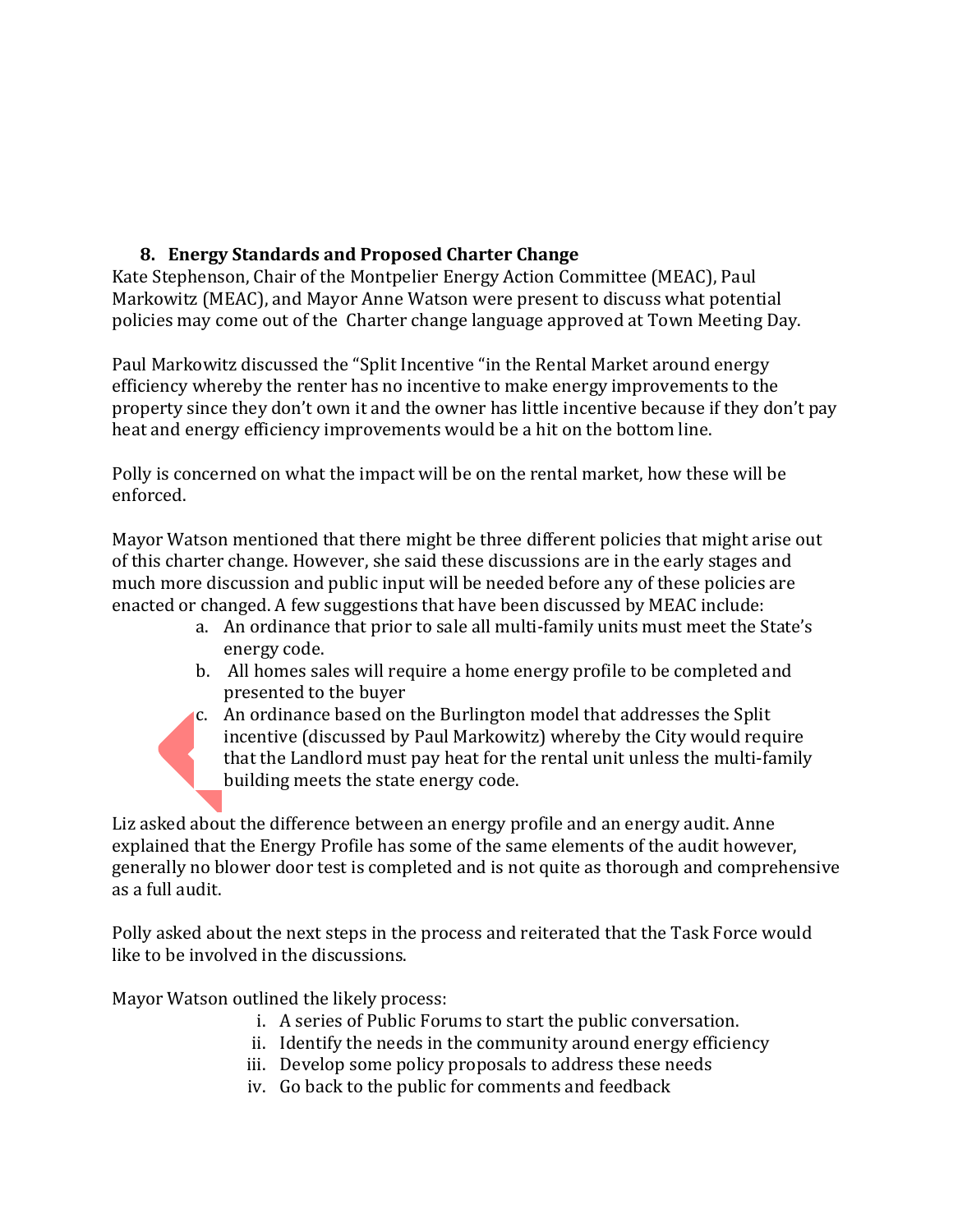## 8. Energy Standards and Proposed Charter Change

Kate Stephenson, Chair of the Montpelier Energy Action Committee (MEAC), Paul Markowitz (MEAC), and Mayor Anne Watson were present to discuss what potential policies may come out of the Charter change language approved at Town Meeting Day.

Paul Markowitz discussed the "Split Incentive "in the Rental Market around energy efficiency whereby the renter has no incentive to make energy improvements to the property since they don't own it and the owner has little incentive because if they don't pay heat and energy efficiency improvements would be a hit on the bottom line.

Polly is concerned on what the impact will be on the rental market, how these will be enforced.

Mayor Watson mentioned that there might be three different policies that might arise out of this charter change. However, she said these discussions are in the early stages and much more discussion and public input will be needed before any of these policies are enacted or changed. A few suggestions that have been discussed by MEAC include:

a. An ordinance that prior to sale all multi-family units must meet the State's energy code.
b. All homes sales will require a home energy profile to be completed and presented to the buyer
c. An ordinance based on the Burlington model that addresses the Split incentive (discussed by Paul Markowitz) whereby the City would require that the Landlord must pay heat for the rental unit unless the multi-family building meets the state energy code.

Liz asked about the difference between an energy profile and an energy audit. Anne explained that the Energy Profile has some of the same elements of the audit however, generally no blower door test is completed and is not quite as thorough and comprehensive as a full audit.

Polly asked about the next steps in the process and reiterated that the Task Force would like to be involved in the discussions.

Mayor Watson outlined the likely process:

i. A series of Public Forums to start the public conversation.
ii. Identify the needs in the community around energy efficiency
iii. Develop some policy proposals to address these needs
iv. Go back to the public for comments and feedback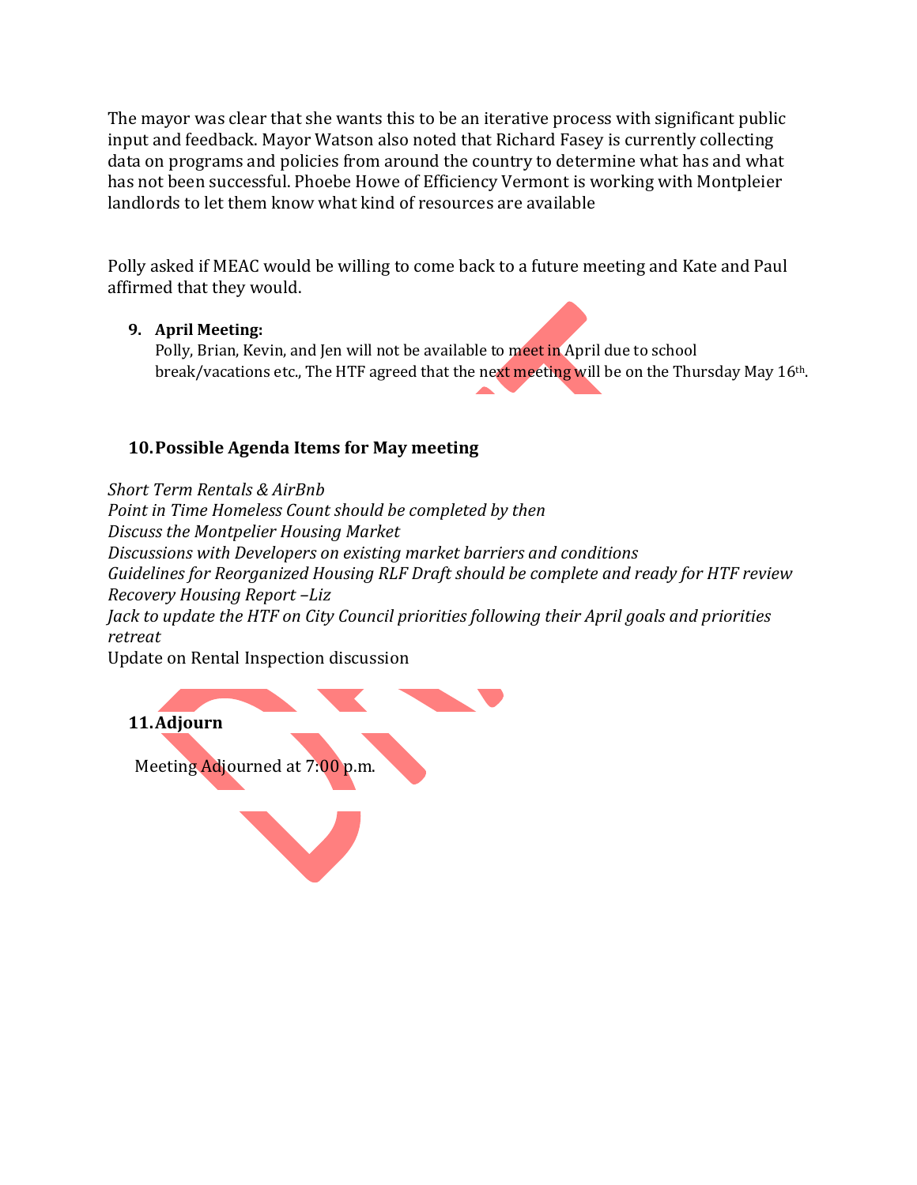The mayor was clear that she wants this to be an iterative process with significant public input and feedback. Mayor Watson also noted that Richard Fasey is currently collecting data on programs and policies from around the country to determine what has and what has not been successful. Phoebe Howe of Efficiency Vermont is working with Montpleier landlords to let them know what kind of resources are available

Polly asked if MEAC would be willing to come back to a future meeting and Kate and Paul affirmed that they would.

9. **April Meeting:**
   Polly, Brian, Kevin, and Jen will not be available to meet in April due to school break/vacations etc., The HTF agreed that the next meeting will be on the Thursday May 16th.

10. **Possible Agenda Items for May meeting**

*Short Term Rentals & AirBnb*
*Point in Time Homeless Count should be completed by then*
*Discuss the Montpelier Housing Market*
*Discussions with Developers on existing market barriers and conditions*
*Guidelines for Reorganized Housing RLF Draft should be complete and ready for HTF review*
*Recovery Housing Report –Liz*
*Jack to update the HTF on City Council priorities following their April goals and priorities retreat*
Update on Rental Inspection discussion

11. **Adjourn**

Meeting Adjourned at 7:00 p.m.